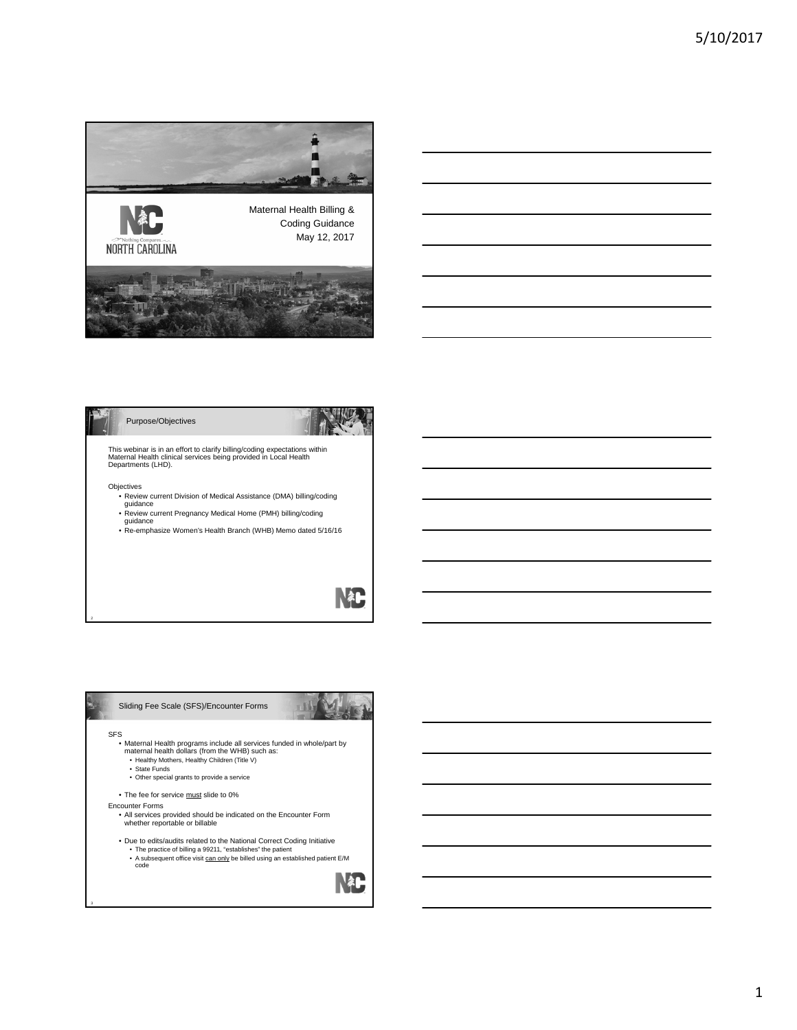# Maternal Health Billing & Coding Guidance

May 12, 2017

## Purpose/Objectives

This webinar is in an effort to clarify billing/coding expectations within Maternal Health clinical services being provided in Local Health Departments (LHD).

Objectives

- Review current Division of Medical Assistance (DMA) billing/coding guidance
- Review current Pregnancy Medical Home (PMH) billing/coding guidance
- Re-emphasize Women's Health Branch (WHB) Memo dated 5/16/16

## Sliding Fee Scale (SFS)/Encounter Forms

SFS

- Maternal Health programs include all services funded in whole/part by maternal health dollars (from the WHB) such as:
  - Healthy Mothers, Healthy Children (Title V)
  - State Funds
  - Other special grants to provide a service
- The fee for service must slide to 0%

Encounter Forms

- All services provided should be indicated on the Encounter Form whether reportable or billable
- Due to edits/audits related to the National Correct Coding Initiative
  - The practice of billing a 99211, "establishes" the patient
  - A subsequent office visit can only be billed using an established patient E/M code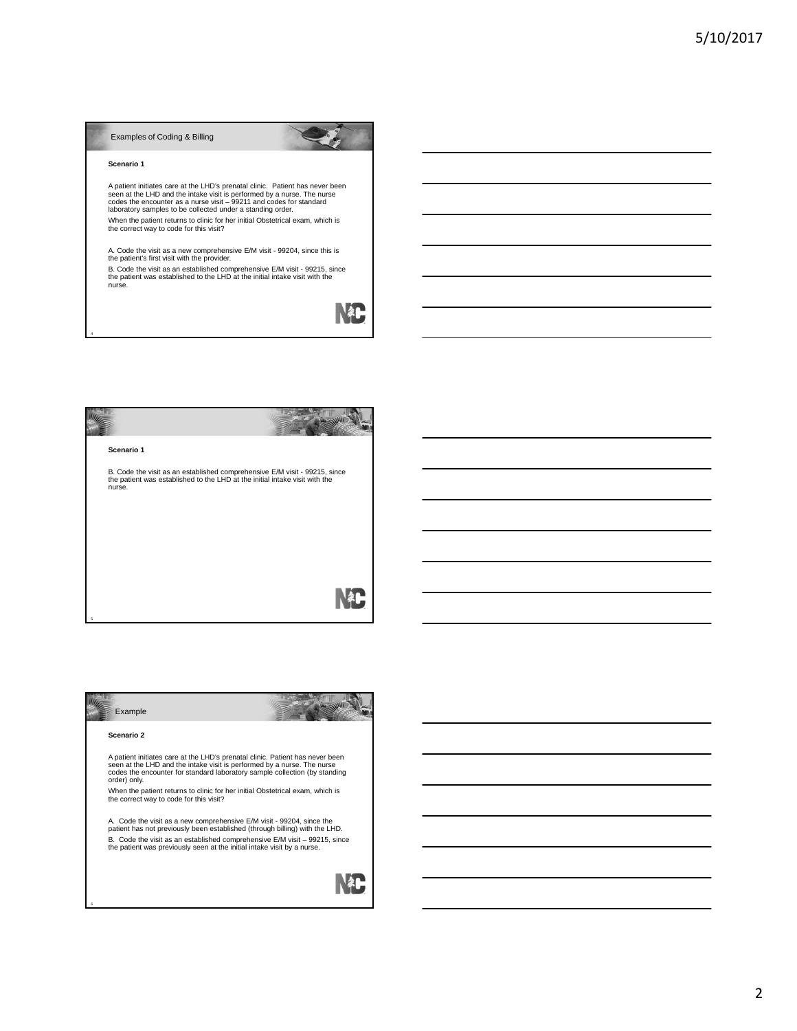## Examples of Coding & Billing

**Scenario 1**

A patient initiates care at the LHD's prenatal clinic. Patient has never been seen at the LHD and the intake visit is performed by a nurse. The nurse codes the encounter as a nurse visit – 99211 and codes for standard laboratory samples to be collected under a standing order.

When the patient returns to clinic for her initial Obstetrical exam, which is the correct way to code for this visit?

A. Code the visit as a new comprehensive E/M visit - 99204, since this is the patient's first visit with the provider.

B. Code the visit as an established comprehensive E/M visit - 99215, since the patient was established to the LHD at the initial intake visit with the nurse.

---

**Scenario 1**

B. Code the visit as an established comprehensive E/M visit - 99215, since the patient was established to the LHD at the initial intake visit with the nurse.

---

## Example

**Scenario 2**

A patient initiates care at the LHD's prenatal clinic. Patient has never been seen at the LHD and the intake visit is performed by a nurse. The nurse codes the encounter for standard laboratory sample collection (by standing order) only.

When the patient returns to clinic for her initial Obstetrical exam, which is the correct way to code for this visit?

A. Code the visit as a new comprehensive E/M visit - 99204, since the patient has not previously been established (through billing) with the LHD.

B. Code the visit as an established comprehensive E/M visit – 99215, since the patient was previously seen at the initial intake visit by a nurse.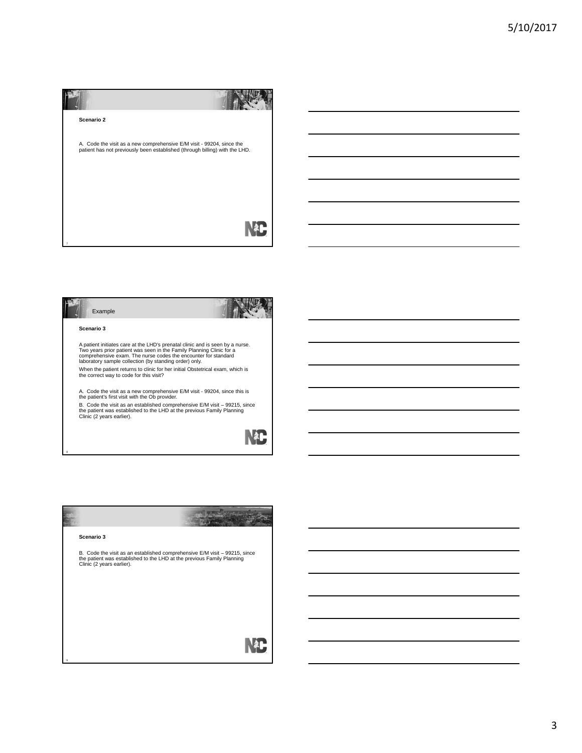**Scenario 2**

A. Code the visit as a new comprehensive E/M visit - 99204, since the patient has not previously been established (through billing) with the LHD.

## Example

**Scenario 3**

A patient initiates care at the LHD's prenatal clinic and is seen by a nurse. Two years prior patient was seen in the Family Planning Clinic for a comprehensive exam. The nurse codes the encounter for standard laboratory sample collection (by standing order) only.

When the patient returns to clinic for her initial Obstetrical exam, which is the correct way to code for this visit?

A. Code the visit as a new comprehensive E/M visit - 99204, since this is the patient's first visit with the Ob provider.

B. Code the visit as an established comprehensive E/M visit – 99215, since the patient was established to the LHD at the previous Family Planning Clinic (2 years earlier).

**Scenario 3**

B. Code the visit as an established comprehensive E/M visit – 99215, since the patient was established to the LHD at the previous Family Planning Clinic (2 years earlier).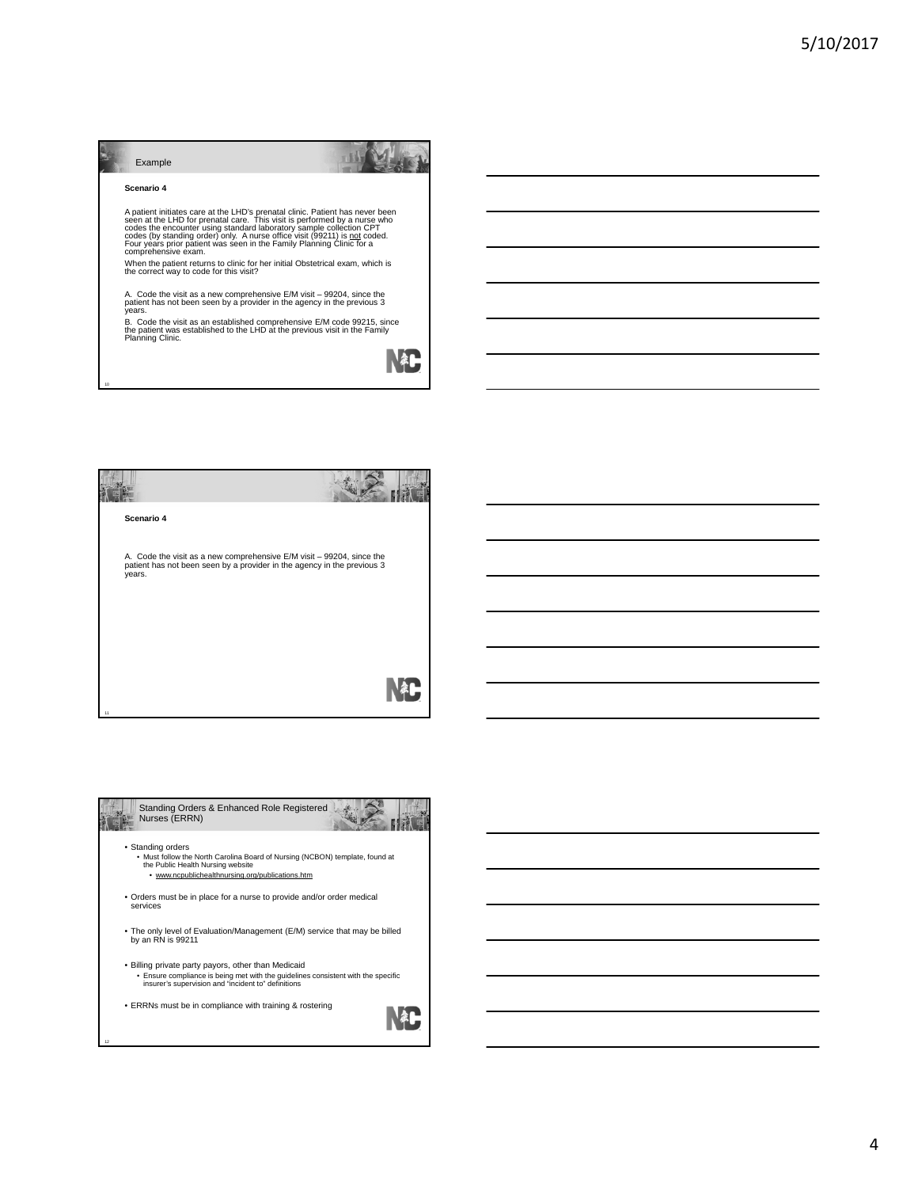## Example

**Scenario 4**

A patient initiates care at the LHD's prenatal clinic. Patient has never been seen at the LHD for prenatal care. This visit is performed by a nurse who codes the encounter using standard laboratory sample collection CPT codes (by standing order) only. A nurse office visit (99211) is not coded. Four years prior patient was seen in the Family Planning Clinic for a comprehensive exam.

When the patient returns to clinic for her initial Obstetrical exam, which is the correct way to code for this visit?

A. Code the visit as a new comprehensive E/M visit – 99204, since the patient has not been seen by a provider in the agency in the previous 3 years.

B. Code the visit as an established comprehensive E/M code 99215, since the patient was established to the LHD at the previous visit in the Family Planning Clinic.

---

**Scenario 4**

A. Code the visit as a new comprehensive E/M visit – 99204, since the patient has not been seen by a provider in the agency in the previous 3 years.

---

## Standing Orders & Enhanced Role Registered Nurses (ERRN)

- Standing orders
  - Must follow the North Carolina Board of Nursing (NCBON) template, found at the Public Health Nursing website
    - www.ncpublichealthnursing.org/publications.htm
- Orders must be in place for a nurse to provide and/or order medical services
- The only level of Evaluation/Management (E/M) service that may be billed by an RN is 99211
- Billing private party payors, other than Medicaid
  - Ensure compliance is being met with the guidelines consistent with the specific insurer's supervision and "incident to" definitions
- ERRNs must be in compliance with training & rostering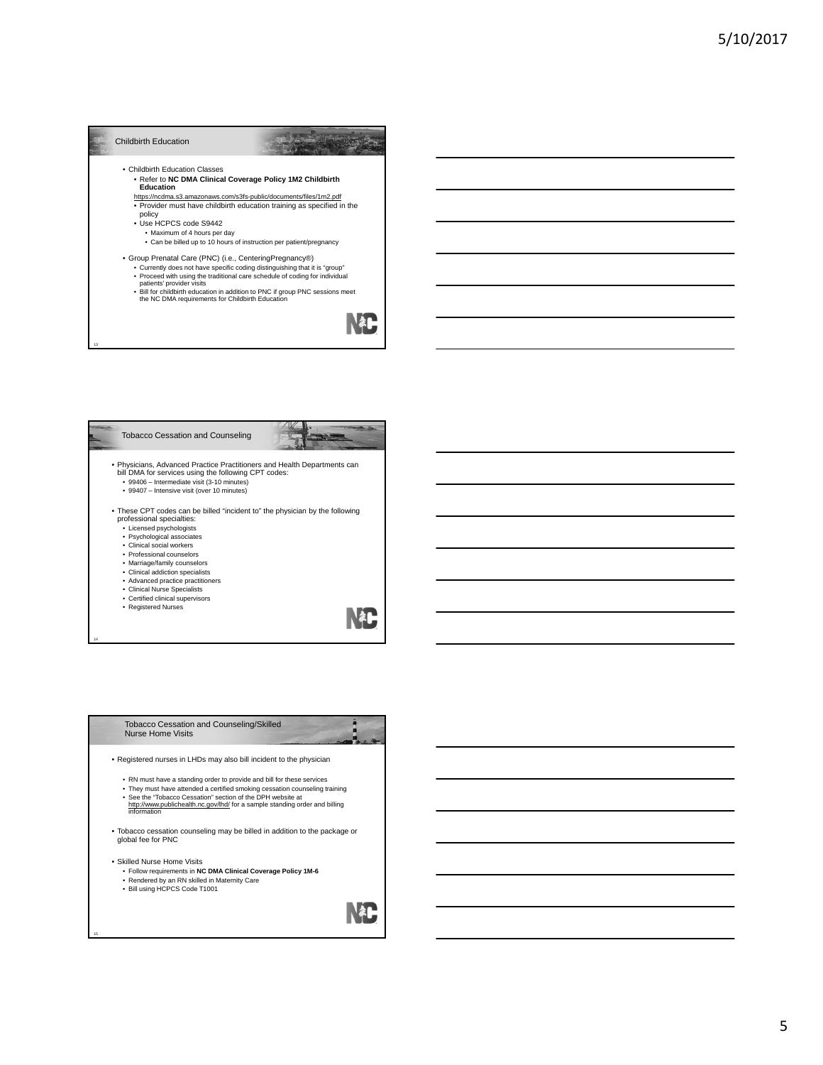## Childbirth Education

- Childbirth Education Classes
  - Refer to **NC DMA Clinical Coverage Policy 1M2 Childbirth Education**
  https://ncdma.s3.amazonaws.com/s3fs-public/documents/files/1m2.pdf
  - Provider must have childbirth education training as specified in the policy
  - Use HCPCS code S9442
    - Maximum of 4 hours per day
    - Can be billed up to 10 hours of instruction per patient/pregnancy
- Group Prenatal Care (PNC) (i.e., CenteringPregnancy®)
  - Currently does not have specific coding distinguishing that it is "group"
  - Proceed with using the traditional care schedule of coding for individual patients' provider visits
  - Bill for childbirth education in addition to PNC if group PNC sessions meet the NC DMA requirements for Childbirth Education

## Tobacco Cessation and Counseling

- Physicians, Advanced Practice Practitioners and Health Departments can bill DMA for services using the following CPT codes:
  - 99406 – Intermediate visit (3-10 minutes)
  - 99407 – Intensive visit (over 10 minutes)
- These CPT codes can be billed "incident to" the physician by the following professional specialties:
  - Licensed psychologists
  - Psychological associates
  - Clinical social workers
  - Professional counselors
  - Marriage/family counselors
  - Clinical addiction specialists
  - Advanced practice practitioners
  - Clinical Nurse Specialists
  - Certified clinical supervisors
  - Registered Nurses

## Tobacco Cessation and Counseling/Skilled Nurse Home Visits

- Registered nurses in LHDs may also bill incident to the physician
  - RN must have a standing order to provide and bill for these services
  - They must have attended a certified smoking cessation counseling training
  - See the "Tobacco Cessation" section of the DPH website at http://www.publichealth.nc.gov/lhd/ for a sample standing order and billing information
- Tobacco cessation counseling may be billed in addition to the package or global fee for PNC
- Skilled Nurse Home Visits
  - Follow requirements in **NC DMA Clinical Coverage Policy 1M-6**
  - Rendered by an RN skilled in Maternity Care
  - Bill using HCPCS Code T1001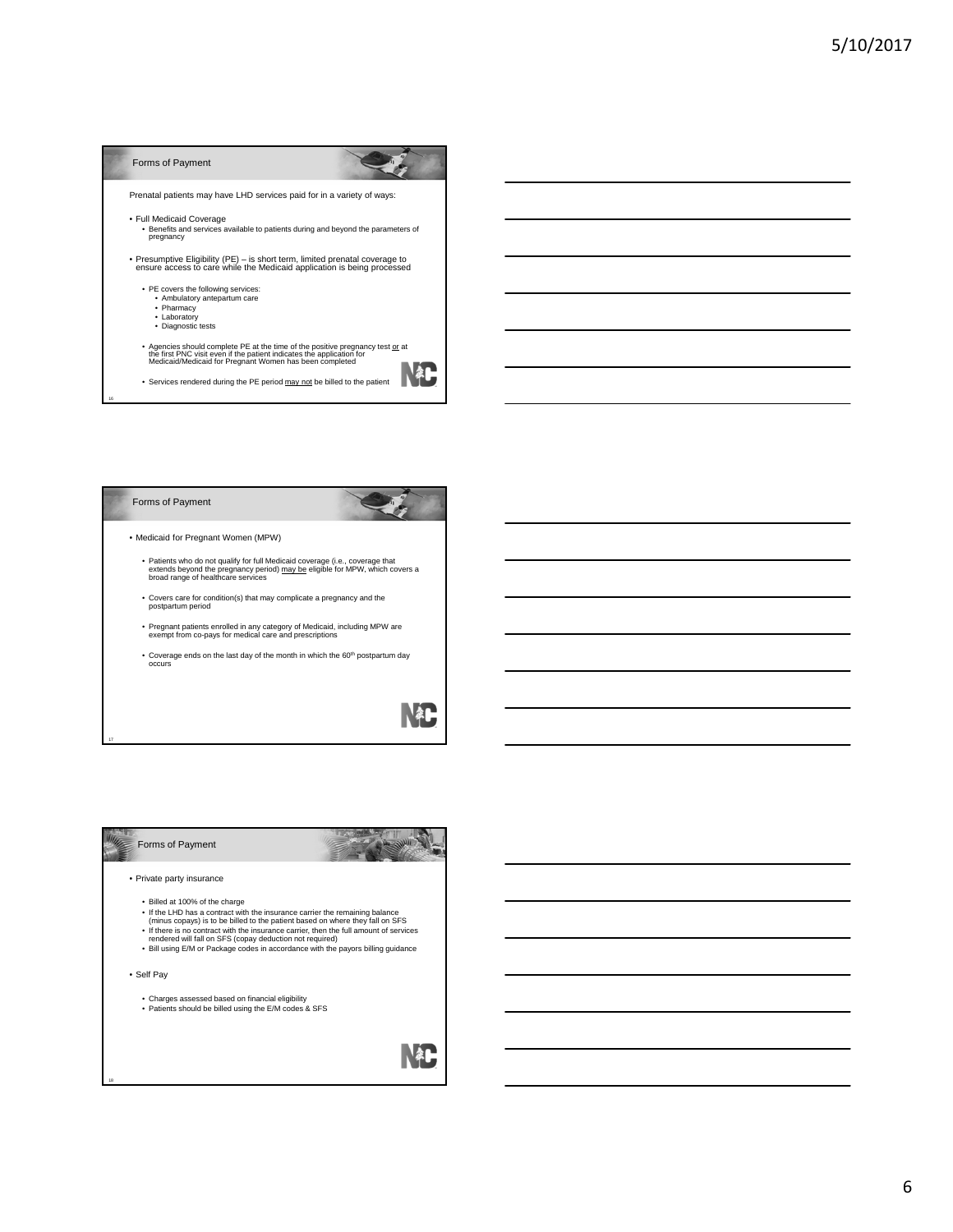## Forms of Payment

Prenatal patients may have LHD services paid for in a variety of ways:

- Full Medicaid Coverage
  - Benefits and services available to patients during and beyond the parameters of pregnancy
- Presumptive Eligibility (PE) – is short term, limited prenatal coverage to ensure access to care while the Medicaid application is being processed
  - PE covers the following services:
    - Ambulatory antepartum care
    - Pharmacy
    - Laboratory
    - Diagnostic tests
  - Agencies should complete PE at the time of the positive pregnancy test or at the first PNC visit even if the patient indicates the application for Medicaid/Medicaid for Pregnant Women has been completed
  - Services rendered during the PE period may not be billed to the patient

## Forms of Payment

- Medicaid for Pregnant Women (MPW)
  - Patients who do not qualify for full Medicaid coverage (i.e., coverage that extends beyond the pregnancy period) may be eligible for MPW, which covers a broad range of healthcare services
  - Covers care for condition(s) that may complicate a pregnancy and the postpartum period
  - Pregnant patients enrolled in any category of Medicaid, including MPW are exempt from co-pays for medical care and prescriptions
  - Coverage ends on the last day of the month in which the 60th postpartum day occurs

## Forms of Payment

- Private party insurance
  - Billed at 100% of the charge
  - If the LHD has a contract with the insurance carrier the remaining balance (minus copays) is to be billed to the patient based on where they fall on SFS
  - If there is no contract with the insurance carrier, then the full amount of services rendered will fall on SFS (copay deduction not required)
  - Bill using E/M or Package codes in accordance with the payors billing guidance
- Self Pay
  - Charges assessed based on financial eligibility
  - Patients should be billed using the E/M codes & SFS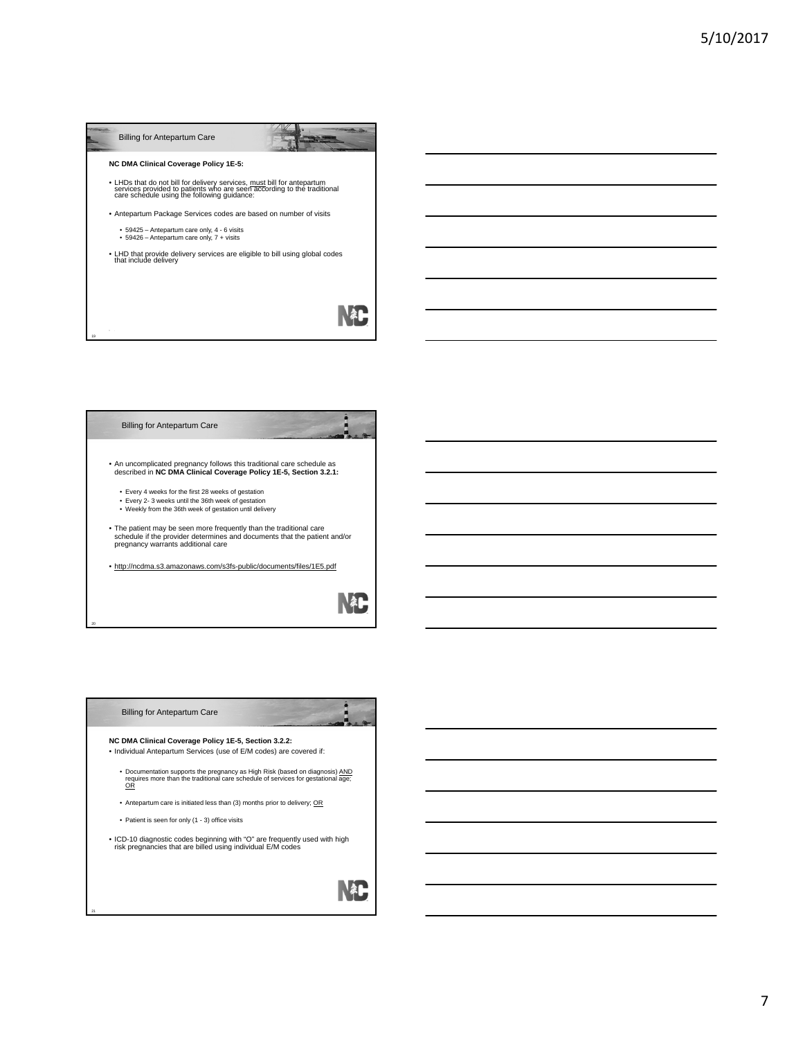## Billing for Antepartum Care

**NC DMA Clinical Coverage Policy 1E-5:**

- LHDs that do not bill for delivery services, must bill for antepartum services provided to patients who are seen according to the traditional care schedule using the following guidance:
- Antepartum Package Services codes are based on number of visits
  - 59425 – Antepartum care only, 4 - 6 visits
  - 59426 – Antepartum care only, 7 + visits
- LHD that provide delivery services are eligible to bill using global codes that include delivery

## Billing for Antepartum Care

- An uncomplicated pregnancy follows this traditional care schedule as described in **NC DMA Clinical Coverage Policy 1E-5, Section 3.2.1:**
  - Every 4 weeks for the first 28 weeks of gestation
  - Every 2- 3 weeks until the 36th week of gestation
  - Weekly from the 36th week of gestation until delivery
- The patient may be seen more frequently than the traditional care schedule if the provider determines and documents that the patient and/or pregnancy warrants additional care
- http://ncdma.s3.amazonaws.com/s3fs-public/documents/files/1E5.pdf

## Billing for Antepartum Care

**NC DMA Clinical Coverage Policy 1E-5, Section 3.2.2:**

- Individual Antepartum Services (use of E/M codes) are covered if:
  - Documentation supports the pregnancy as High Risk (based on diagnosis) AND requires more than the traditional care schedule of services for gestational age; OR
  - Antepartum care is initiated less than (3) months prior to delivery; OR
  - Patient is seen for only (1 - 3) office visits
- ICD-10 diagnostic codes beginning with "O" are frequently used with high risk pregnancies that are billed using individual E/M codes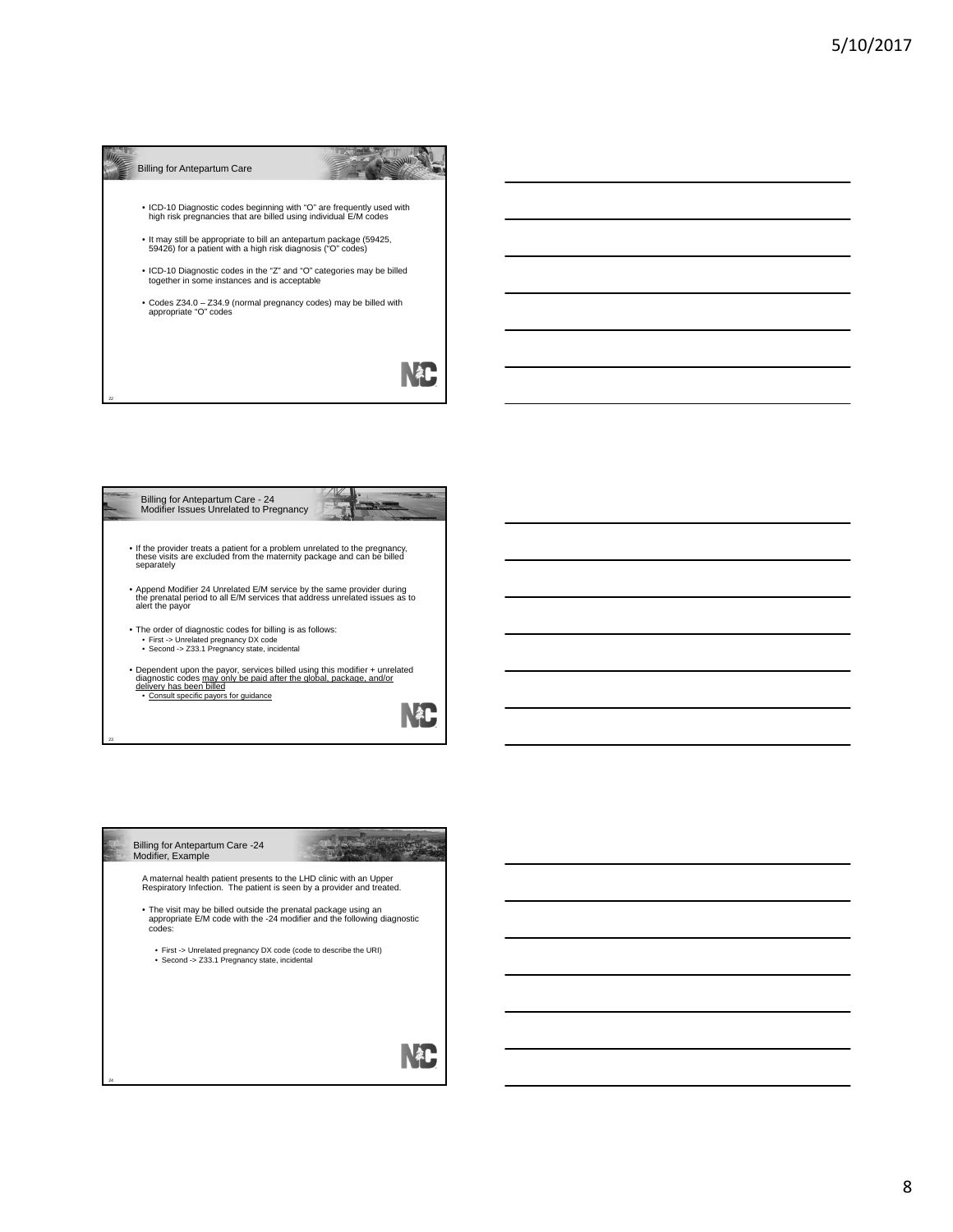## Billing for Antepartum Care

- ICD-10 Diagnostic codes beginning with "O" are frequently used with high risk pregnancies that are billed using individual E/M codes
- It may still be appropriate to bill an antepartum package (59425, 59426) for a patient with a high risk diagnosis ("O" codes)
- ICD-10 Diagnostic codes in the "Z" and "O" categories may be billed together in some instances and is acceptable
- Codes Z34.0 – Z34.9 (normal pregnancy codes) may be billed with appropriate "O" codes

## Billing for Antepartum Care - 24 Modifier Issues Unrelated to Pregnancy

- If the provider treats a patient for a problem unrelated to the pregnancy, these visits are excluded from the maternity package and can be billed separately
- Append Modifier 24 Unrelated E/M service by the same provider during the prenatal period to all E/M services that address unrelated issues as to alert the payor
- The order of diagnostic codes for billing is as follows:
  - First -> Unrelated pregnancy DX code
  - Second -> Z33.1 Pregnancy state, incidental
- Dependent upon the payor, services billed using this modifier + unrelated diagnostic codes <u>may only be paid after the global, package, and/or delivery has been billed</u>
  - <u>Consult specific payors for guidance</u>

## Billing for Antepartum Care -24 Modifier, Example

A maternal health patient presents to the LHD clinic with an Upper Respiratory Infection. The patient is seen by a provider and treated.

- The visit may be billed outside the prenatal package using an appropriate E/M code with the -24 modifier and the following diagnostic codes:
  - First -> Unrelated pregnancy DX code (code to describe the URI)
  - Second -> Z33.1 Pregnancy state, incidental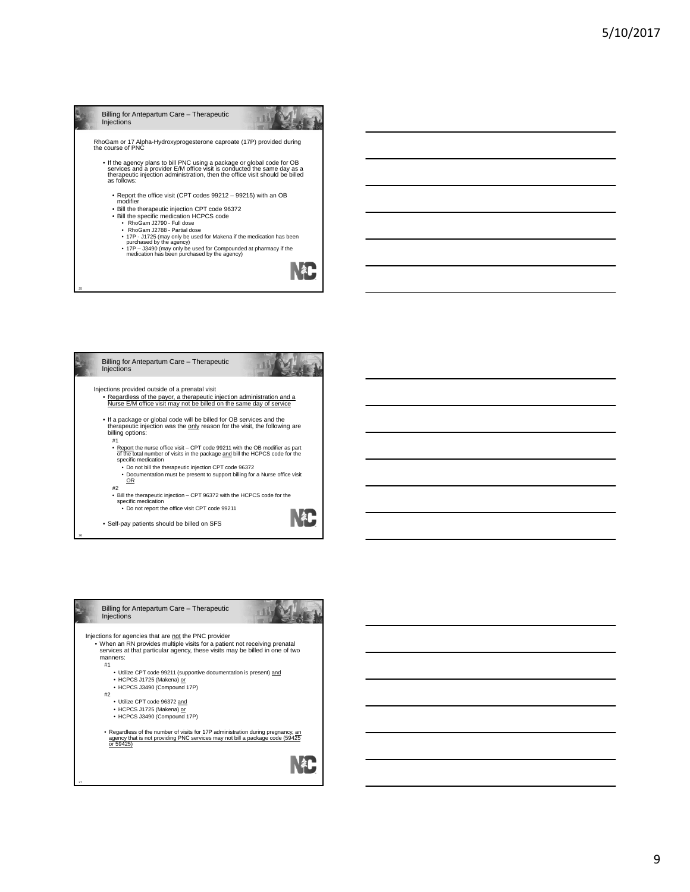## Billing for Antepartum Care – Therapeutic Injections

RhoGam or 17 Alpha-Hydroxyprogesterone caproate (17P) provided during the course of PNC

- If the agency plans to bill PNC using a package or global code for OB services and a provider E/M office visit is conducted the same day as a therapeutic injection administration, then the office visit should be billed as follows:
  - Report the office visit (CPT codes 99212 – 99215) with an OB modifier
  - Bill the therapeutic injection CPT code 96372
  - Bill the specific medication HCPCS code
    - RhoGam J2790 - Full dose
    - RhoGam J2788 - Partial dose
    - 17P - J1725 (may only be used for Makena if the medication has been purchased by the agency)
    - 17P – J3490 (may only be used for Compounded at pharmacy if the medication has been purchased by the agency)

## Billing for Antepartum Care – Therapeutic Injections

Injections provided outside of a prenatal visit

- Regardless of the payor, a therapeutic injection administration and a Nurse E/M office visit may not be billed on the same day of service
- If a package or global code will be billed for OB services and the therapeutic injection was the only reason for the visit, the following are billing options:

  #1
  - Report the nurse office visit – CPT code 99211 with the OB modifier as part of the total number of visits in the package and bill the HCPCS code for the specific medication
    - Do not bill the therapeutic injection CPT code 96372
    - Documentation must be present to support billing for a Nurse office visit OR

  #2
  - Bill the therapeutic injection – CPT 96372 with the HCPCS code for the specific medication
    - Do not report the office visit CPT code 99211
- Self-pay patients should be billed on SFS

## Billing for Antepartum Care – Therapeutic Injections

Injections for agencies that are not the PNC provider

- When an RN provides multiple visits for a patient not receiving prenatal services at that particular agency, these visits may be billed in one of two manners:

  #1
  - Utilize CPT code 99211 (supportive documentation is present) and
  - HCPCS J1725 (Makena) or
  - HCPCS J3490 (Compound 17P)

  #2
  - Utilize CPT code 96372 and
  - HCPCS J1725 (Makena) or
  - HCPCS J3490 (Compound 17P)
- Regardless of the number of visits for 17P administration during pregnancy, an agency that is not providing PNC services may not bill a package code (59425 or 59425)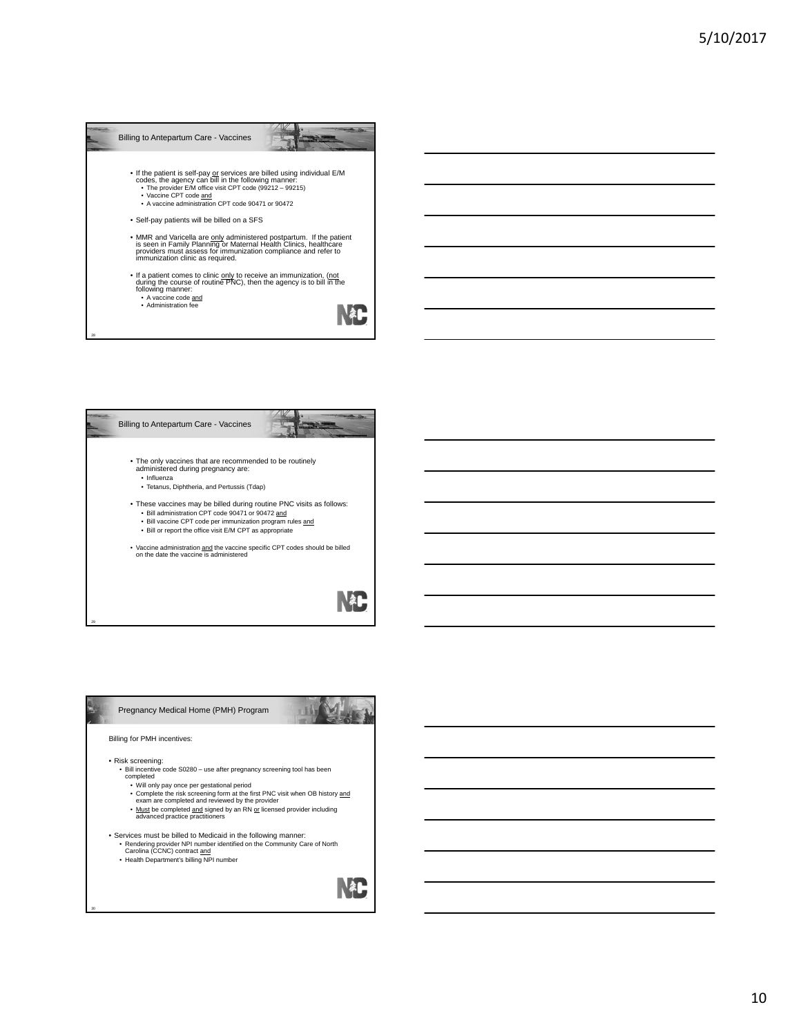## Billing to Antepartum Care - Vaccines

- If the patient is self-pay or services are billed using individual E/M codes, the agency can bill in the following manner:
  - The provider E/M office visit CPT code (99212 – 99215)
  - Vaccine CPT code and
  - A vaccine administration CPT code 90471 or 90472
- Self-pay patients will be billed on a SFS
- MMR and Varicella are only administered postpartum. If the patient is seen in Family Planning or Maternal Health Clinics, healthcare providers must assess for immunization compliance and refer to immunization clinic as required.
- If a patient comes to clinic only to receive an immunization, (not during the course of routine PNC), then the agency is to bill in the following manner:
  - A vaccine code and
  - Administration fee

## Billing to Antepartum Care - Vaccines

- The only vaccines that are recommended to be routinely administered during pregnancy are:
  - Influenza
  - Tetanus, Diphtheria, and Pertussis (Tdap)
- These vaccines may be billed during routine PNC visits as follows:
  - Bill administration CPT code 90471 or 90472 and
  - Bill vaccine CPT code per immunization program rules and
  - Bill or report the office visit E/M CPT as appropriate
- Vaccine administration and the vaccine specific CPT codes should be billed on the date the vaccine is administered

## Pregnancy Medical Home (PMH) Program

Billing for PMH incentives:

- Risk screening:
  - Bill incentive code S0280 – use after pregnancy screening tool has been completed
    - Will only pay once per gestational period
    - Complete the risk screening form at the first PNC visit when OB history and exam are completed and reviewed by the provider
    - Must be completed and signed by an RN or licensed provider including advanced practice practitioners
- Services must be billed to Medicaid in the following manner:
  - Rendering provider NPI number identified on the Community Care of North Carolina (CCNC) contract and
  - Health Department's billing NPI number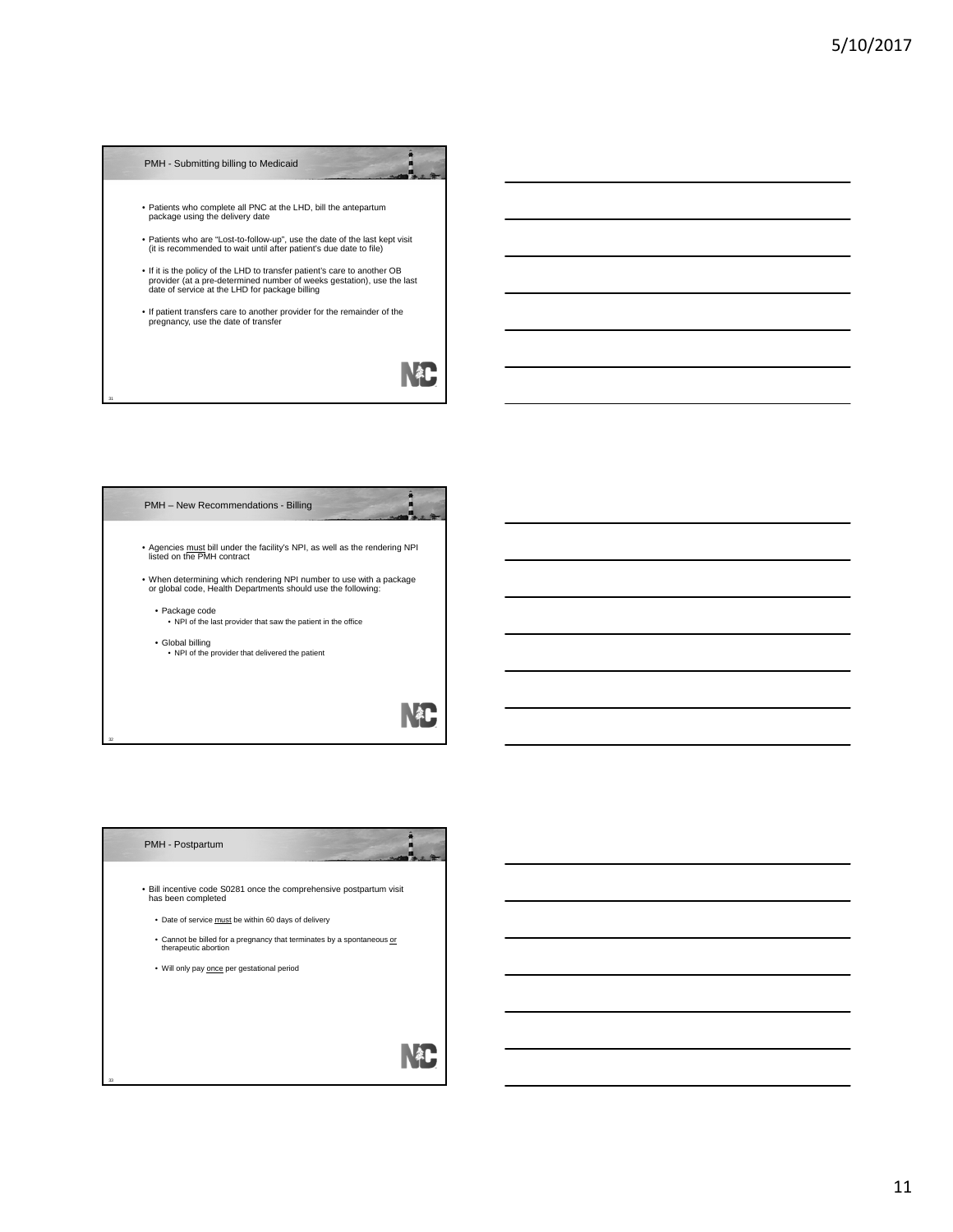## PMH - Submitting billing to Medicaid

- Patients who complete all PNC at the LHD, bill the antepartum package using the delivery date
- Patients who are "Lost-to-follow-up", use the date of the last kept visit (it is recommended to wait until after patient's due date to file)
- If it is the policy of the LHD to transfer patient's care to another OB provider (at a pre-determined number of weeks gestation), use the last date of service at the LHD for package billing
- If patient transfers care to another provider for the remainder of the pregnancy, use the date of transfer

## PMH – New Recommendations - Billing

- Agencies must bill under the facility's NPI, as well as the rendering NPI listed on the PMH contract
- When determining which rendering NPI number to use with a package or global code, Health Departments should use the following:
  - Package code
    - NPI of the last provider that saw the patient in the office
  - Global billing
    - NPI of the provider that delivered the patient

## PMH - Postpartum

- Bill incentive code S0281 once the comprehensive postpartum visit has been completed
  - Date of service must be within 60 days of delivery
  - Cannot be billed for a pregnancy that terminates by a spontaneous or therapeutic abortion
  - Will only pay once per gestational period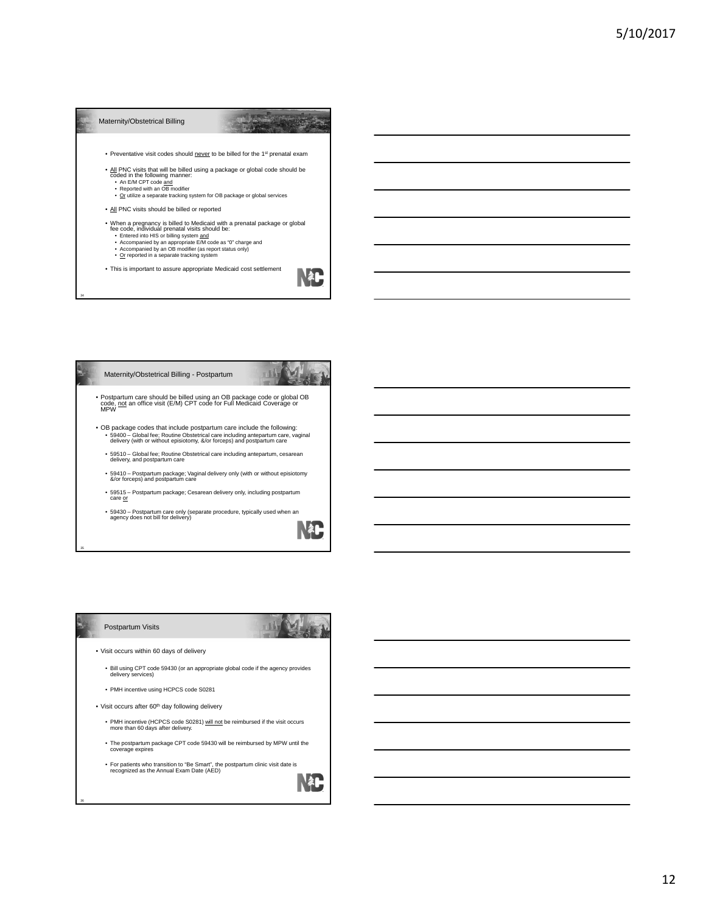## Maternity/Obstetrical Billing

- Preventative visit codes should never to be billed for the 1st prenatal exam
- All PNC visits that will be billed using a package or global code should be coded in the following manner:
  - An E/M CPT code and
  - Reported with an OB modifier
  - Or utilize a separate tracking system for OB package or global services
- All PNC visits should be billed or reported
- When a pregnancy is billed to Medicaid with a prenatal package or global fee code, individual prenatal visits should be:
  - Entered into HIS or billing system and
  - Accompanied by an appropriate E/M code as "0" charge and
  - Accompanied by an OB modifier (as report status only)
  - Or reported in a separate tracking system
- This is important to assure appropriate Medicaid cost settlement

## Maternity/Obstetrical Billing - Postpartum

- Postpartum care should be billed using an OB package code or global OB code, not an office visit (E/M) CPT code for Full Medicaid Coverage or MPW
- OB package codes that include postpartum care include the following:
  - 59400 – Global fee; Routine Obstetrical care including antepartum care, vaginal delivery (with or without episiotomy, &/or forceps) and postpartum care
  - 59510 – Global fee; Routine Obstetrical care including antepartum, cesarean delivery, and postpartum care
  - 59410 – Postpartum package; Vaginal delivery only (with or without episiotomy &/or forceps) and postpartum care
  - 59515 – Postpartum package; Cesarean delivery only, including postpartum care or
  - 59430 – Postpartum care only (separate procedure, typically used when an agency does not bill for delivery)

## Postpartum Visits

- Visit occurs within 60 days of delivery
  - Bill using CPT code 59430 (or an appropriate global code if the agency provides delivery services)
  - PMH incentive using HCPCS code S0281
- Visit occurs after 60th day following delivery
  - PMH incentive (HCPCS code S0281) will not be reimbursed if the visit occurs more than 60 days after delivery.
  - The postpartum package CPT code 59430 will be reimbursed by MPW until the coverage expires
  - For patients who transition to "Be Smart", the postpartum clinic visit date is recognized as the Annual Exam Date (AED)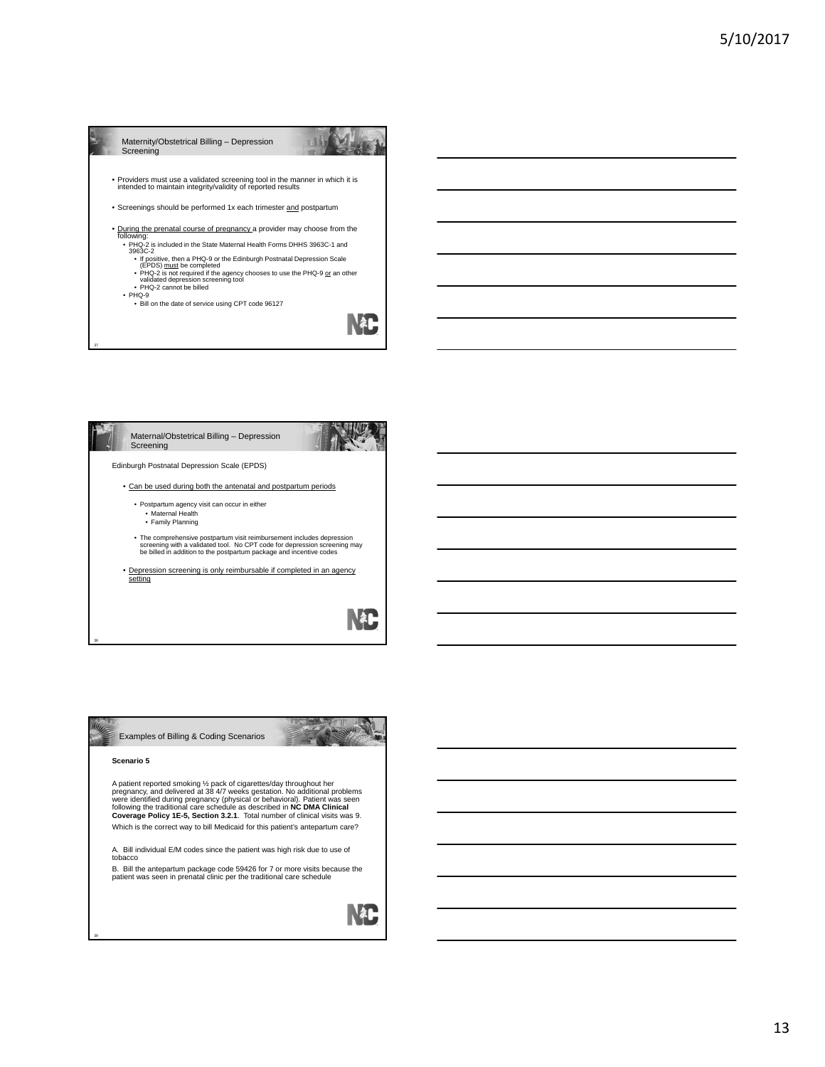## Maternity/Obstetrical Billing – Depression Screening

- Providers must use a validated screening tool in the manner in which it is intended to maintain integrity/validity of reported results
- Screenings should be performed 1x each trimester and postpartum
- During the prenatal course of pregnancy a provider may choose from the following:
  - PHQ-2 is included in the State Maternal Health Forms DHHS 3963C-1 and 3963C-2
    - If positive, then a PHQ-9 or the Edinburgh Postnatal Depression Scale (EPDS) must be completed
    - PHQ-2 is not required if the agency chooses to use the PHQ-9 or an other validated depression screening tool
    - PHQ-2 cannot be billed
  - PHQ-9
    - Bill on the date of service using CPT code 96127

## Maternal/Obstetrical Billing – Depression Screening

Edinburgh Postnatal Depression Scale (EPDS)

- Can be used during both the antenatal and postpartum periods
  - Postpartum agency visit can occur in either
    - Maternal Health
    - Family Planning
  - The comprehensive postpartum visit reimbursement includes depression screening with a validated tool. No CPT code for depression screening may be billed in addition to the postpartum package and incentive codes
- Depression screening is only reimbursable if completed in an agency setting

## Examples of Billing & Coding Scenarios

**Scenario 5**

A patient reported smoking ½ pack of cigarettes/day throughout her pregnancy, and delivered at 38 4/7 weeks gestation. No additional problems were identified during pregnancy (physical or behavioral). Patient was seen following the traditional care schedule as described in **NC DMA Clinical Coverage Policy 1E-5, Section 3.2.1**. Total number of clinical visits was 9.

Which is the correct way to bill Medicaid for this patient's antepartum care?

A. Bill individual E/M codes since the patient was high risk due to use of tobacco

B. Bill the antepartum package code 59426 for 7 or more visits because the patient was seen in prenatal clinic per the traditional care schedule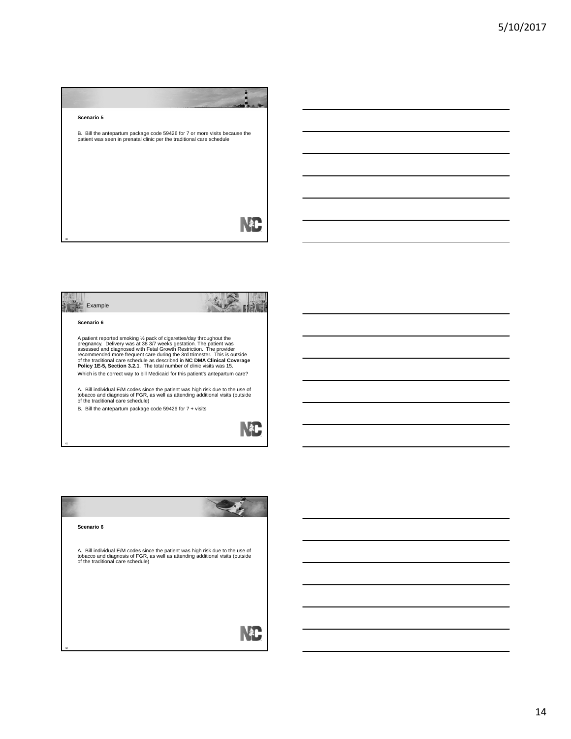**Scenario 5**

B. Bill the antepartum package code 59426 for 7 or more visits because the patient was seen in prenatal clinic per the traditional care schedule

## Example

**Scenario 6**

A patient reported smoking ½ pack of cigarettes/day throughout the pregnancy. Delivery was at 38 3/7 weeks gestation. The patient was assessed and diagnosed with Fetal Growth Restriction. The provider recommended more frequent care during the 3rd trimester. This is outside of the traditional care schedule as described in **NC DMA Clinical Coverage Policy 1E-5, Section 3.2.1**. The total number of clinic visits was 15.

Which is the correct way to bill Medicaid for this patient's antepartum care?

A. Bill individual E/M codes since the patient was high risk due to the use of tobacco and diagnosis of FGR, as well as attending additional visits (outside of the traditional care schedule)

B. Bill the antepartum package code 59426 for 7 + visits

**Scenario 6**

A. Bill individual E/M codes since the patient was high risk due to the use of tobacco and diagnosis of FGR, as well as attending additional visits (outside of the traditional care schedule)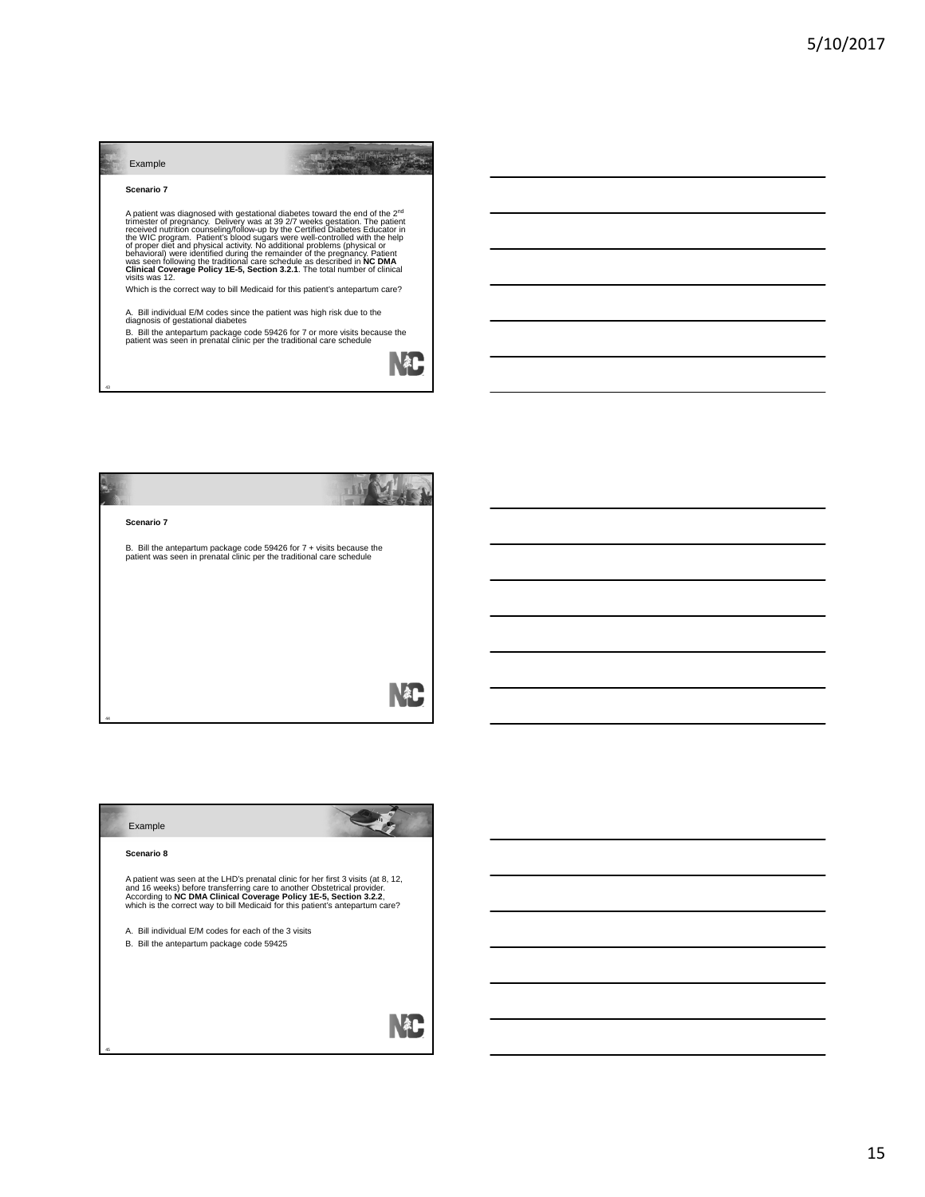## Example

**Scenario 7**

A patient was diagnosed with gestational diabetes toward the end of the 2nd trimester of pregnancy. Delivery was at 39 2/7 weeks gestation. The patient received nutrition counseling/follow-up by the Certified Diabetes Educator in the WIC program. Patient's blood sugars were well-controlled with the help of proper diet and physical activity. No additional problems (physical or behavioral) were identified during the remainder of the pregnancy. Patient was seen following the traditional care schedule as described in **NC DMA Clinical Coverage Policy 1E-5, Section 3.2.1**. The total number of clinical visits was 12.

Which is the correct way to bill Medicaid for this patient's antepartum care?

A. Bill individual E/M codes since the patient was high risk due to the diagnosis of gestational diabetes

B. Bill the antepartum package code 59426 for 7 or more visits because the patient was seen in prenatal clinic per the traditional care schedule

---

**Scenario 7**

B. Bill the antepartum package code 59426 for 7 + visits because the patient was seen in prenatal clinic per the traditional care schedule

---

## Example

**Scenario 8**

A patient was seen at the LHD's prenatal clinic for her first 3 visits (at 8, 12, and 16 weeks) before transferring care to another Obstetrical provider. According to **NC DMA Clinical Coverage Policy 1E-5, Section 3.2.2**, which is the correct way to bill Medicaid for this patient's antepartum care?

A. Bill individual E/M codes for each of the 3 visits

B. Bill the antepartum package code 59425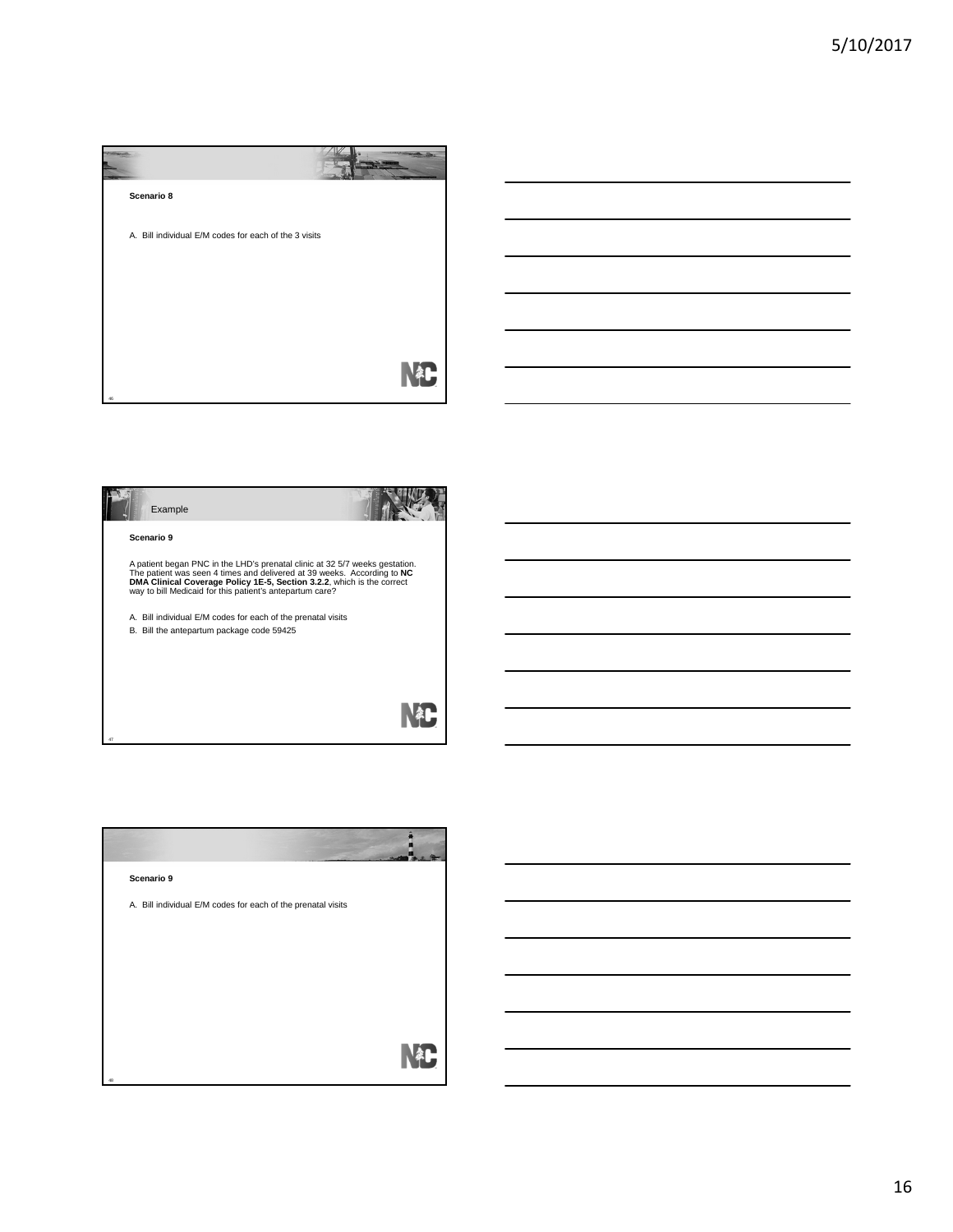**Scenario 8**

A. Bill individual E/M codes for each of the 3 visits

## Example

**Scenario 9**

A patient began PNC in the LHD's prenatal clinic at 32 5/7 weeks gestation. The patient was seen 4 times and delivered at 39 weeks. According to **NC DMA Clinical Coverage Policy 1E-5, Section 3.2.2**, which is the correct way to bill Medicaid for this patient's antepartum care?

A. Bill individual E/M codes for each of the prenatal visits
B. Bill the antepartum package code 59425

**Scenario 9**

A. Bill individual E/M codes for each of the prenatal visits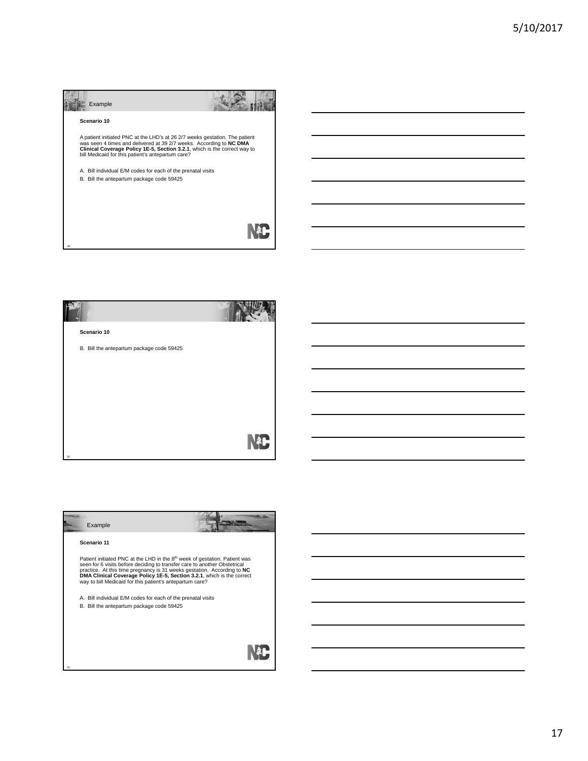## Example

**Scenario 10**

A patient initiated PNC at the LHD's at 26 2/7 weeks gestation. The patient was seen 4 times and delivered at 39 2/7 weeks. According to **NC DMA Clinical Coverage Policy 1E-5, Section 3.2.1**, which is the correct way to bill Medicaid for this patient's antepartum care?

A. Bill individual E/M codes for each of the prenatal visits

B. Bill the antepartum package code 59425

---

**Scenario 10**

B. Bill the antepartum package code 59425

---

## Example

**Scenario 11**

Patient initiated PNC at the LHD in the 8th week of gestation. Patient was seen for 6 visits before deciding to transfer care to another Obstetrical practice. At this time pregnancy is 31 weeks gestation. According to **NC DMA Clinical Coverage Policy 1E-5, Section 3.2.1**, which is the correct way to bill Medicaid for this patient's antepartum care?

A. Bill individual E/M codes for each of the prenatal visits

B. Bill the antepartum package code 59425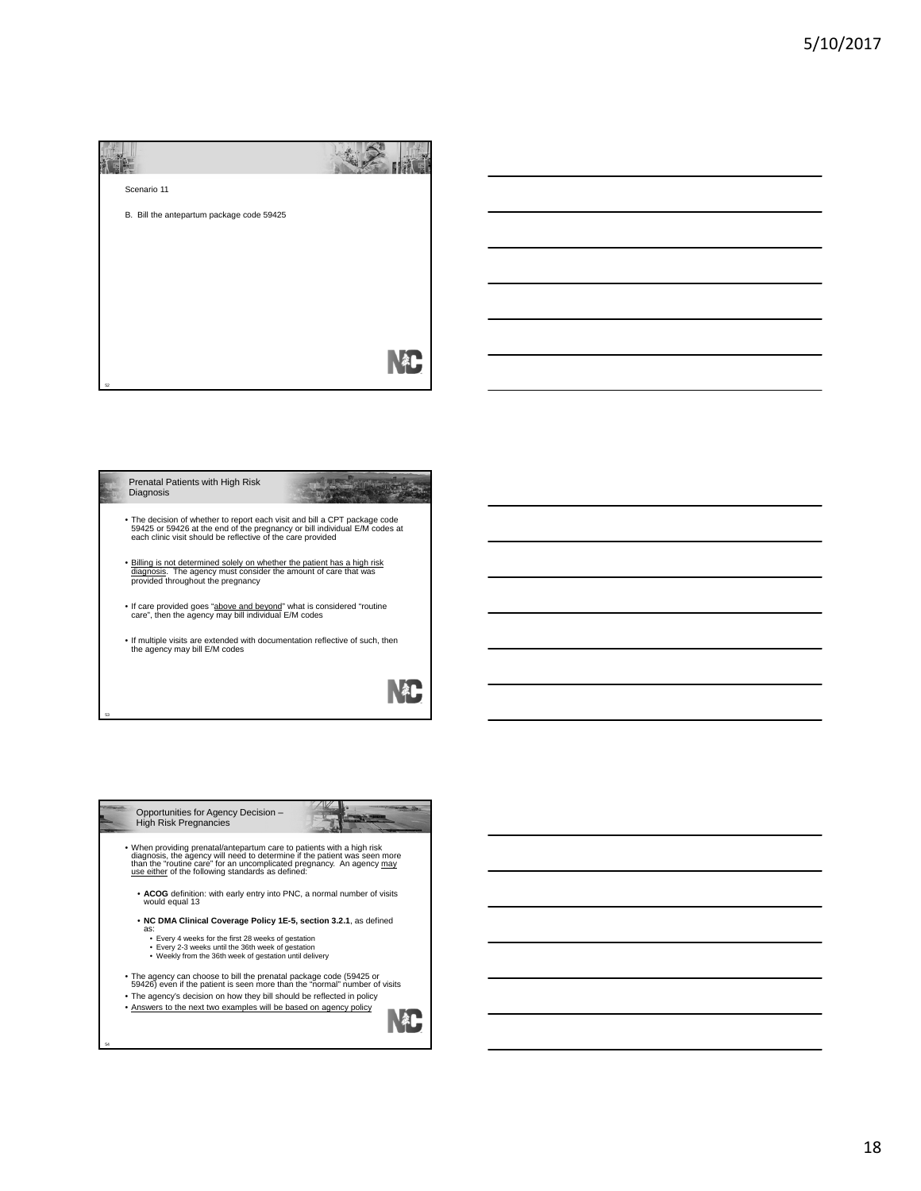Scenario 11

B. Bill the antepartum package code 59425

## Prenatal Patients with High Risk Diagnosis

- The decision of whether to report each visit and bill a CPT package code 59425 or 59426 at the end of the pregnancy or bill individual E/M codes at each clinic visit should be reflective of the care provided
- Billing is not determined solely on whether the patient has a high risk diagnosis. The agency must consider the amount of care that was provided throughout the pregnancy
- If care provided goes "above and beyond" what is considered "routine care", then the agency may bill individual E/M codes
- If multiple visits are extended with documentation reflective of such, then the agency may bill E/M codes

## Opportunities for Agency Decision – High Risk Pregnancies

- When providing prenatal/antepartum care to patients with a high risk diagnosis, the agency will need to determine if the patient was seen more than the "routine care" for an uncomplicated pregnancy. An agency may use either of the following standards as defined:
  - **ACOG** definition: with early entry into PNC, a normal number of visits would equal 13
  - **NC DMA Clinical Coverage Policy 1E-5, section 3.2.1**, as defined as:
    - Every 4 weeks for the first 28 weeks of gestation
    - Every 2-3 weeks until the 36th week of gestation
    - Weekly from the 36th week of gestation until delivery
- The agency can choose to bill the prenatal package code (59425 or 59426) even if the patient is seen more than the "normal" number of visits
- The agency's decision on how they bill should be reflected in policy
- Answers to the next two examples will be based on agency policy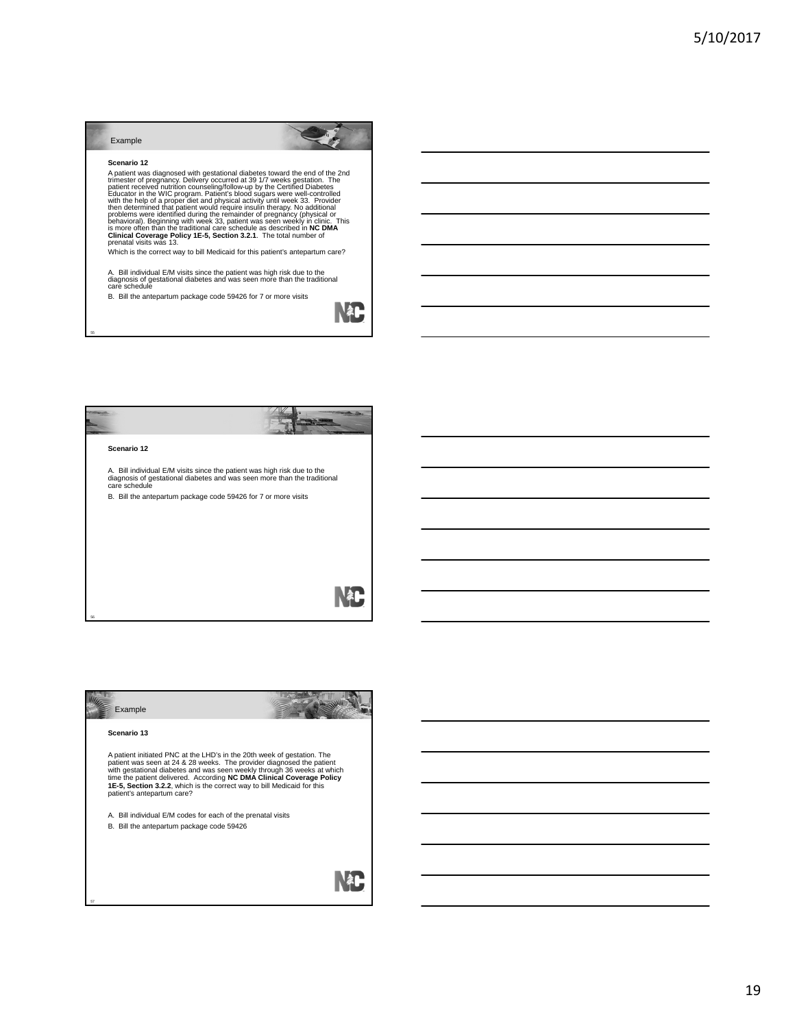## Example

**Scenario 12**

A patient was diagnosed with gestational diabetes toward the end of the 2nd trimester of pregnancy. Delivery occurred at 39 1/7 weeks gestation. The patient received nutrition counseling/follow-up by the Certified Diabetes Educator in the WIC program. Patient's blood sugars were well-controlled with the help of a proper diet and physical activity until week 33. Provider then determined that patient would require insulin therapy. No additional problems were identified during the remainder of pregnancy (physical or behavioral). Beginning with week 33, patient was seen weekly in clinic. This is more often than the traditional care schedule as described in **NC DMA Clinical Coverage Policy 1E-5, Section 3.2.1**. The total number of prenatal visits was 13.

Which is the correct way to bill Medicaid for this patient's antepartum care?

A. Bill individual E/M visits since the patient was high risk due to the diagnosis of gestational diabetes and was seen more than the traditional care schedule

B. Bill the antepartum package code 59426 for 7 or more visits

---

**Scenario 12**

A. Bill individual E/M visits since the patient was high risk due to the diagnosis of gestational diabetes and was seen more than the traditional care schedule

B. Bill the antepartum package code 59426 for 7 or more visits

---

## Example

**Scenario 13**

A patient initiated PNC at the LHD's in the 20th week of gestation. The patient was seen at 24 & 28 weeks. The provider diagnosed the patient with gestational diabetes and was seen weekly through 36 weeks at which time the patient delivered. According **NC DMA Clinical Coverage Policy 1E-5, Section 3.2.2**, which is the correct way to bill Medicaid for this patient's antepartum care?

A. Bill individual E/M codes for each of the prenatal visits

B. Bill the antepartum package code 59426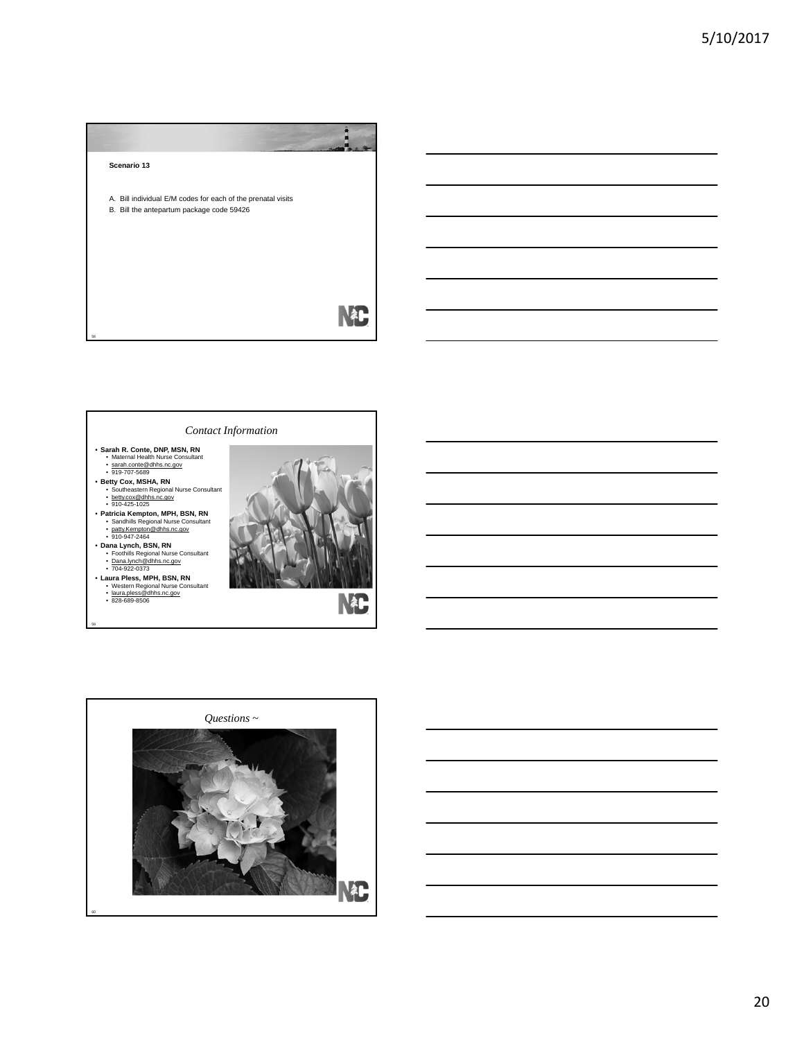**Scenario 13**

A. Bill individual E/M codes for each of the prenatal visits
B. Bill the antepartum package code 59426

## *Contact Information*

- **Sarah R. Conte, DNP, MSN, RN**
  - Maternal Health Nurse Consultant
  - sarah.conte@dhhs.nc.gov
  - 919-707-5689
- **Betty Cox, MSHA, RN**
  - Southeastern Regional Nurse Consultant
  - betty.cox@dhhs.nc.gov
  - 910-425-1025
- **Patricia Kempton, MPH, BSN, RN**
  - Sandhills Regional Nurse Consultant
  - patty.Kempton@dhhs.nc.gov
  - 910-947-2464
- **Dana Lynch, BSN, RN**
  - Foothills Regional Nurse Consultant
  - Dana.lynch@dhhs.nc.gov
  - 704-922-0373
- **Laura Pless, MPH, BSN, RN**
  - Western Regional Nurse Consultant
  - laura.pless@dhhs.nc.gov
  - 828-689-8506

## *Questions ~*